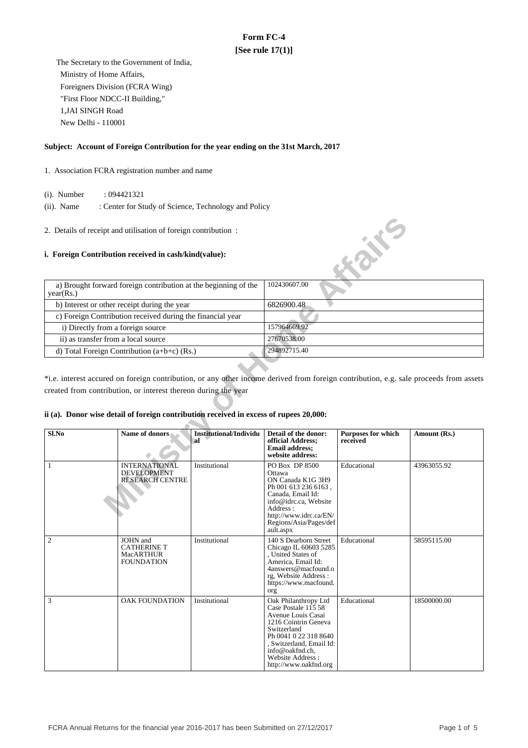# Form FC-4

**[See rule 17(1)]**

The Secretary to the Government of India,
Ministry of Home Affairs,
Foreigners Division (FCRA Wing)
"First Floor NDCC-II Building,"
1,JAI SINGH Road
New Delhi - 110001

**Subject: Account of Foreign Contribution for the year ending on the 31st March, 2017**

1. Association FCRA registration number and name

(i). Number : 094421321

(ii). Name : Center for Study of Science, Technology and Policy

2. Details of receipt and utilisation of foreign contribution :

**i. Foreign Contribution received in cash/kind(value):**

| | |
|---|---|
| a) Brought forward foreign contribution at the beginning of the year(Rs.) | 102430607.00 |
| b) Interest or other receipt during the year | 6826900.48 |
| c) Foreign Contribution received during the financial year | |
| i) Directly from a foreign source | 157964669.92 |
| ii) as transfer from a local source | 27670538.00 |
| d) Total Foreign Contribution (a+b+c) (Rs.) | 294892715.40 |

*i.e. interest accured on foreign contribution, or any other income derived from foreign contribution, e.g. sale proceeds from assets created from contribution, or interest thereon during the year

**ii (a). Donor wise detail of foreign contribution received in excess of rupees 20,000:**

| Sl.No | Name of donors | Institutional/Individual | Detail of the donor: official Address; Email address; website address: | Purposes for which received | Amount (Rs.) |
|---|---|---|---|---|---|
| 1 | INTERNATIONAL DEVELOPMENT RESEARCH CENTRE | Institutional | PO Box DP 8500 Ottawa ON Canada K1G 3H9 Ph 001 613 236 6163 , Canada, Email Id: info@idrc.ca, Website Address : http://www.idrc.ca/EN/Regions/Asia/Pages/default.aspx | Educational | 43963055.92 |
| 2 | JOHN and CATHERINE T MacARTHUR FOUNDATION | Institutional | 140 S Dearborn Street Chicago IL 60603 5285 , United States of America, Email Id: 4answers@macfound.org, Website Address : https://www.macfound.org | Educational | 58595115.00 |
| 3 | OAK FOUNDATION | Institutional | Oak Philanthropy Ltd Case Postale 115 58 Avenue Louis Casai 1216 Cointrin Geneva Switzerland Ph 0041 0 22 318 8640 , Switzerland, Email Id: info@oakfnd.ch, Website Address : http://www.oakfnd.org | Educational | 18500000.00 |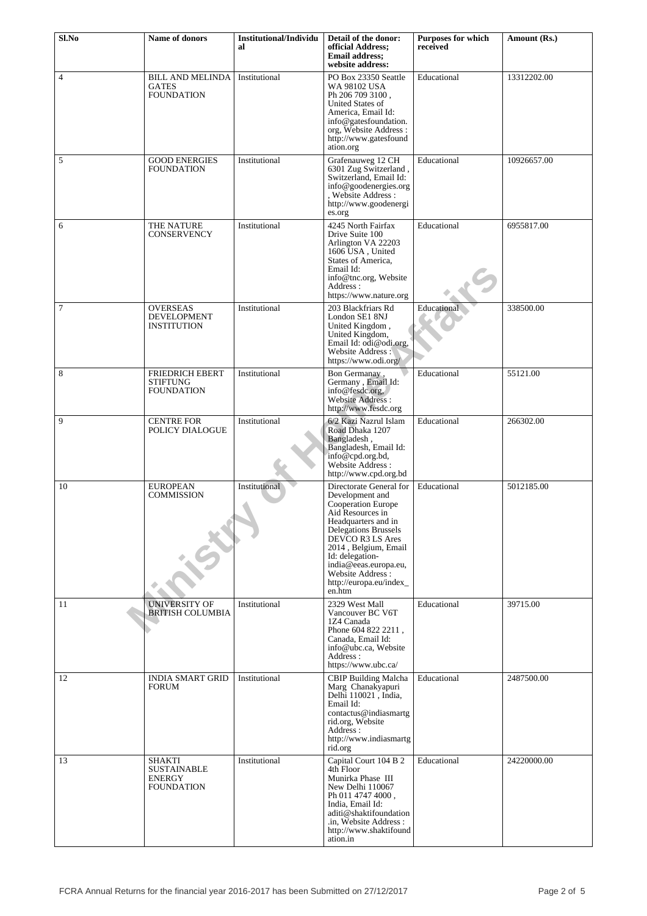| Sl.No | Name of donors | Institutional/Individual | Detail of the donor: official Address; Email address; website address: | Purposes for which received | Amount (Rs.) |
| --- | --- | --- | --- | --- | --- |
| 4 | BILL AND MELINDA GATES FOUNDATION | Institutional | PO Box 23350 Seattle WA 98102 USA Ph 206 709 3100 , United States of America, Email Id: info@gatesfoundation.org, Website Address : http://www.gatesfoundation.org | Educational | 13312202.00 |
| 5 | GOOD ENERGIES FOUNDATION | Institutional | Grafenauweg 12 CH 6301 Zug Switzerland , Switzerland, Email Id: info@goodenergies.org , Website Address : http://www.goodenergies.org | Educational | 10926657.00 |
| 6 | THE NATURE CONSERVENCY | Institutional | 4245 North Fairfax Drive Suite 100 Arlington VA 22203 1606 USA , United States of America, Email Id: info@tnc.org, Website Address : https://www.nature.org | Educational | 6955817.00 |
| 7 | OVERSEAS DEVELOPMENT INSTITUTION | Institutional | 203 Blackfriars Rd London SE1 8NJ United Kingdom , United Kingdom, Email Id: odi@odi.org, Website Address : https://www.odi.org/ | Educational | 338500.00 |
| 8 | FRIEDRICH EBERT STIFTUNG FOUNDATION | Institutional | Bon Germanay , Germany , Email Id: info@fesdc.org, Website Address : http://www.fesdc.org | Educational | 55121.00 |
| 9 | CENTRE FOR POLICY DIALOGUE | Institutional | 6/2 Kazi Nazrul Islam Road Dhaka 1207 Bangladesh , Bangladesh, Email Id: info@cpd.org.bd, Website Address : http://www.cpd.org.bd | Educational | 266302.00 |
| 10 | EUROPEAN COMMISSION | Institutional | Directorate General for Development and Cooperation Europe Aid Resources in Headquarters and in Delegations Brussels DEVCO R3 LS Ares 2014 , Belgium, Email Id: delegation-india@eeas.europa.eu, Website Address : http://europa.eu/index_en.htm | Educational | 5012185.00 |
| 11 | UNIVERSITY OF BRITISH COLUMBIA | Institutional | 2329 West Mall Vancouver BC V6T 1Z4 Canada Phone 604 822 2211 , Canada, Email Id: info@ubc.ca, Website Address : https://www.ubc.ca/ | Educational | 39715.00 |
| 12 | INDIA SMART GRID FORUM | Institutional | CBIP Building Malcha Marg Chanakyapuri Delhi 110021 , India, Email Id: contactus@indiasmartgrid.org, Website Address : http://www.indiasmartgrid.org | Educational | 2487500.00 |
| 13 | SHAKTI SUSTAINABLE ENERGY FOUNDATION | Institutional | Capital Court 104 B 2 4th Floor Munirka Phase III New Delhi 110067 Ph 011 4747 4000 , India, Email Id: aditi@shaktifoundation.in, Website Address : http://www.shaktifoundation.in | Educational | 24220000.00 |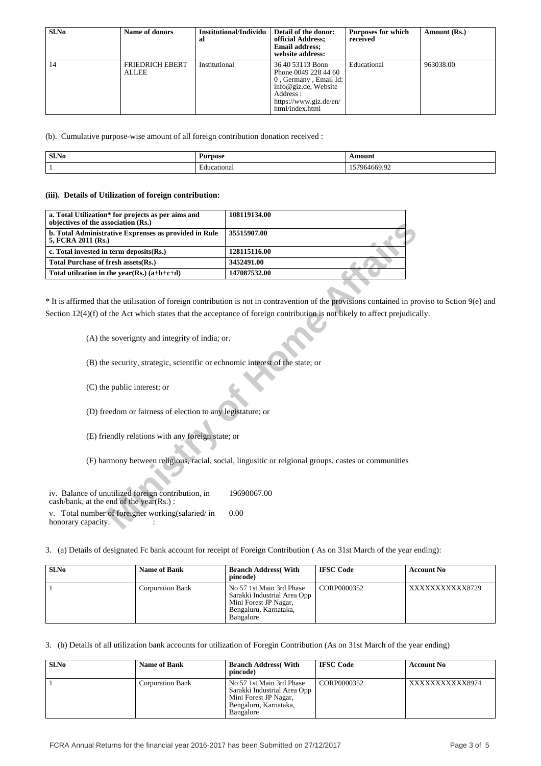| Sl.No | Name of donors | Institutional/Individual | Detail of the donor: official Address; Email address; website address: | Purposes for which received | Amount (Rs.) |
|---|---|---|---|---|---|
| 14 | FRIEDRICH EBERT ALLEE | Institutional | 36 40 53113 Bonn Phone 0049 228 44 60 0 , Germany , Email Id: info@giz.de, Website Address : https://www.giz.de/en/html/index.html | Educational | 963038.00 |

(b). Cumulative purpose-wise amount of all foreign contribution donation received :

| Sl.No | Purpose | Amount |
|---|---|---|
| 1 | Educational | 157964669.92 |

**(iii). Details of Utilization of foreign contribution:**

| | |
|---|---|
| **a. Total Utilization* for projects as per aims and objectives of the association (Rs.)** | **108119134.00** |
| **b. Total Administrative Exprenses as provided in Rule 5, FCRA 2011 (Rs.)** | **35515907.00** |
| **c. Total invested in term deposits(Rs.)** | **128115116.00** |
| **Total Purchase of fresh assets(Rs.)** | **3452491.00** |
| **Total utilzation in the year(Rs.) (a+b+c+d)** | **147087532.00** |

* It is affirmed that the utilisation of foreign contribution is not in contravention of the provisions contained in proviso to Sction 9(e) and Section 12(4)(f) of the Act which states that the acceptance of foreign contribution is not likely to affect prejudically.

(A) the soverignty and integrity of india; or.

(B) the security, strategic, scientific or echnomic interest of the state; or

(C) the public interest; or

(D) freedom or fairness of election to any legistature; or

(E) friendly relations with any foreign state; or

(F) harmony between religious, racial, social, lingusitic or relgional groups, castes or communities

| | |
|---|---|
| iv. Balance of unutilized foreign contribution, in cash/bank, at the end of the year(Rs.) : | 19690067.00 |
| v. Total number of foreigner working(salaried/ in honorary capacity. : | 0.00 |

3. (a) Details of designated Fc bank account for receipt of Foreign Contribution ( As on 31st March of the year ending):

| Sl.No | Name of Bank | Branch Address( With pincode) | IFSC Code | Account No |
|---|---|---|---|---|
| 1 | Corporation Bank | No 57 1st Main 3rd Phase Sarakki Industrial Area Opp Mini Forest JP Nagar, Bengaluru, Karnataka, Bangalore | CORP0000352 | XXXXXXXXXXX8729 |

3. (b) Details of all utilization bank accounts for utilization of Foregin Contribution (As on 31st March of the year ending)

| Sl.No | Name of Bank | Branch Address( With pincode) | IFSC Code | Account No |
|---|---|---|---|---|
| 1 | Corporation Bank | No 57 1st Main 3rd Phase Sarakki Industrial Area Opp Mini Forest JP Nagar, Bengaluru, Karnataka, Bangalore | CORP0000352 | XXXXXXXXXXX8974 |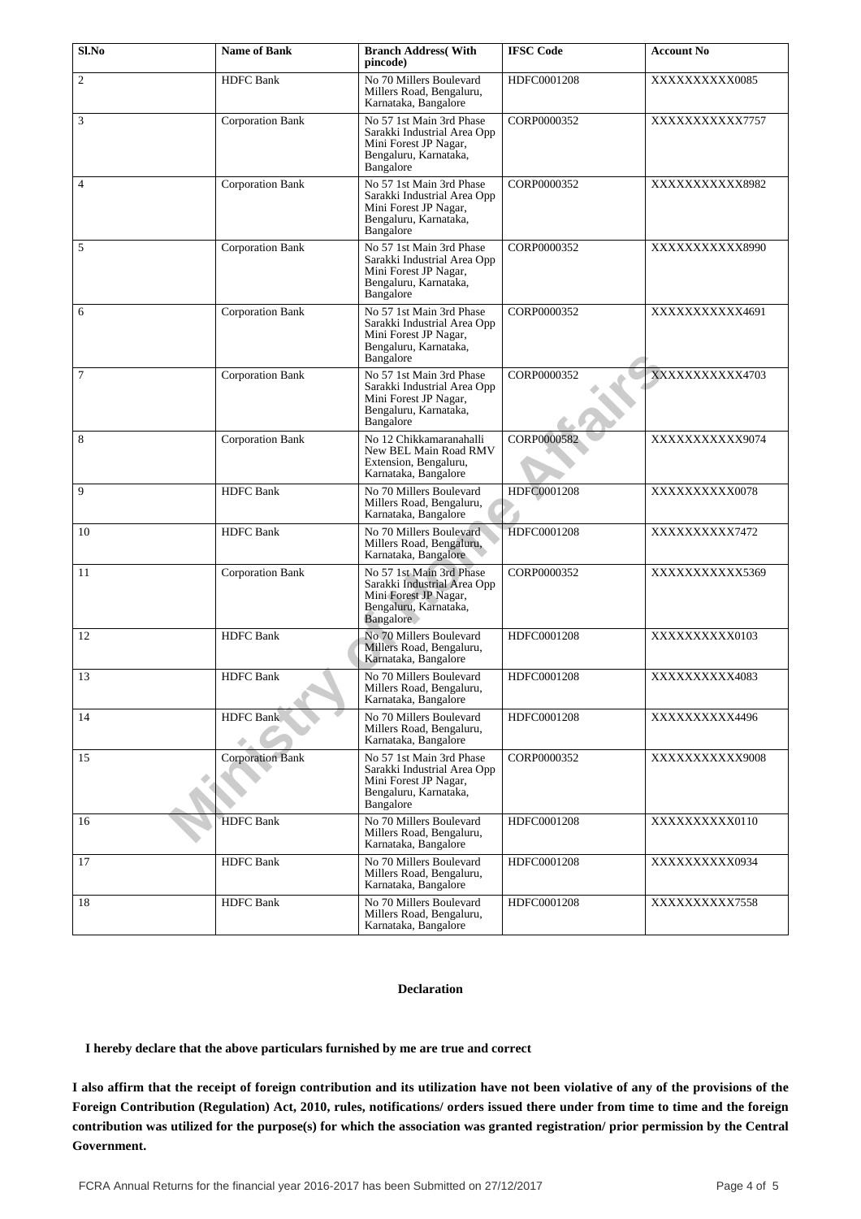| Sl.No | Name of Bank | Branch Address( With pincode) | IFSC Code | Account No |
|---|---|---|---|---|
| 2 | HDFC Bank | No 70 Millers Boulevard Millers Road, Bengaluru, Karnataka, Bangalore | HDFC0001208 | XXXXXXXXXX0085 |
| 3 | Corporation Bank | No 57 1st Main 3rd Phase Sarakki Industrial Area Opp Mini Forest JP Nagar, Bengaluru, Karnataka, Bangalore | CORP0000352 | XXXXXXXXXXX7757 |
| 4 | Corporation Bank | No 57 1st Main 3rd Phase Sarakki Industrial Area Opp Mini Forest JP Nagar, Bengaluru, Karnataka, Bangalore | CORP0000352 | XXXXXXXXXXX8982 |
| 5 | Corporation Bank | No 57 1st Main 3rd Phase Sarakki Industrial Area Opp Mini Forest JP Nagar, Bengaluru, Karnataka, Bangalore | CORP0000352 | XXXXXXXXXXX8990 |
| 6 | Corporation Bank | No 57 1st Main 3rd Phase Sarakki Industrial Area Opp Mini Forest JP Nagar, Bengaluru, Karnataka, Bangalore | CORP0000352 | XXXXXXXXXXX4691 |
| 7 | Corporation Bank | No 57 1st Main 3rd Phase Sarakki Industrial Area Opp Mini Forest JP Nagar, Bengaluru, Karnataka, Bangalore | CORP0000352 | XXXXXXXXXXX4703 |
| 8 | Corporation Bank | No 12 Chikkamaranahalli New BEL Main Road RMV Extension, Bengaluru, Karnataka, Bangalore | CORP0000582 | XXXXXXXXXXX9074 |
| 9 | HDFC Bank | No 70 Millers Boulevard Millers Road, Bengaluru, Karnataka, Bangalore | HDFC0001208 | XXXXXXXXXX0078 |
| 10 | HDFC Bank | No 70 Millers Boulevard Millers Road, Bengaluru, Karnataka, Bangalore | HDFC0001208 | XXXXXXXXXX7472 |
| 11 | Corporation Bank | No 57 1st Main 3rd Phase Sarakki Industrial Area Opp Mini Forest JP Nagar, Bengaluru, Karnataka, Bangalore | CORP0000352 | XXXXXXXXXXX5369 |
| 12 | HDFC Bank | No 70 Millers Boulevard Millers Road, Bengaluru, Karnataka, Bangalore | HDFC0001208 | XXXXXXXXXX0103 |
| 13 | HDFC Bank | No 70 Millers Boulevard Millers Road, Bengaluru, Karnataka, Bangalore | HDFC0001208 | XXXXXXXXXX4083 |
| 14 | HDFC Bank | No 70 Millers Boulevard Millers Road, Bengaluru, Karnataka, Bangalore | HDFC0001208 | XXXXXXXXXX4496 |
| 15 | Corporation Bank | No 57 1st Main 3rd Phase Sarakki Industrial Area Opp Mini Forest JP Nagar, Bengaluru, Karnataka, Bangalore | CORP0000352 | XXXXXXXXXXX9008 |
| 16 | HDFC Bank | No 70 Millers Boulevard Millers Road, Bengaluru, Karnataka, Bangalore | HDFC0001208 | XXXXXXXXXX0110 |
| 17 | HDFC Bank | No 70 Millers Boulevard Millers Road, Bengaluru, Karnataka, Bangalore | HDFC0001208 | XXXXXXXXXX0934 |
| 18 | HDFC Bank | No 70 Millers Boulevard Millers Road, Bengaluru, Karnataka, Bangalore | HDFC0001208 | XXXXXXXXXX7558 |

**Declaration**

**I hereby declare that the above particulars furnished by me are true and correct**

**I also affirm that the receipt of foreign contribution and its utilization have not been violative of any of the provisions of the Foreign Contribution (Regulation) Act, 2010, rules, notifications/ orders issued there under from time to time and the foreign contribution was utilized for the purpose(s) for which the association was granted registration/ prior permission by the Central Government.**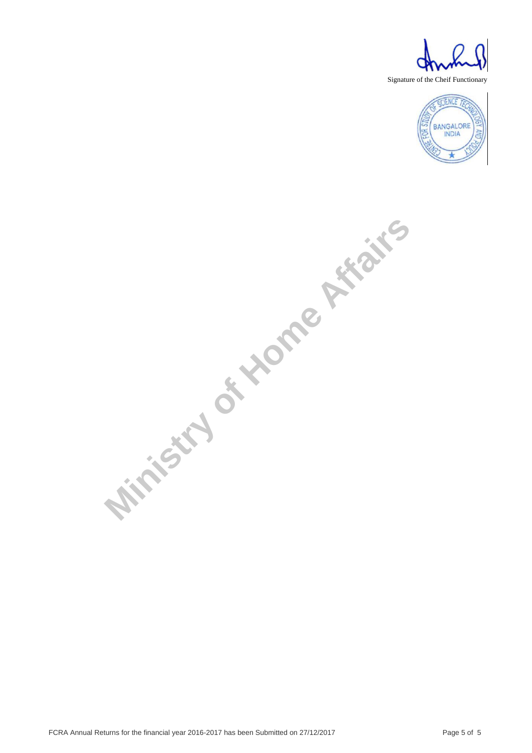Signature of the Cheif Functionary